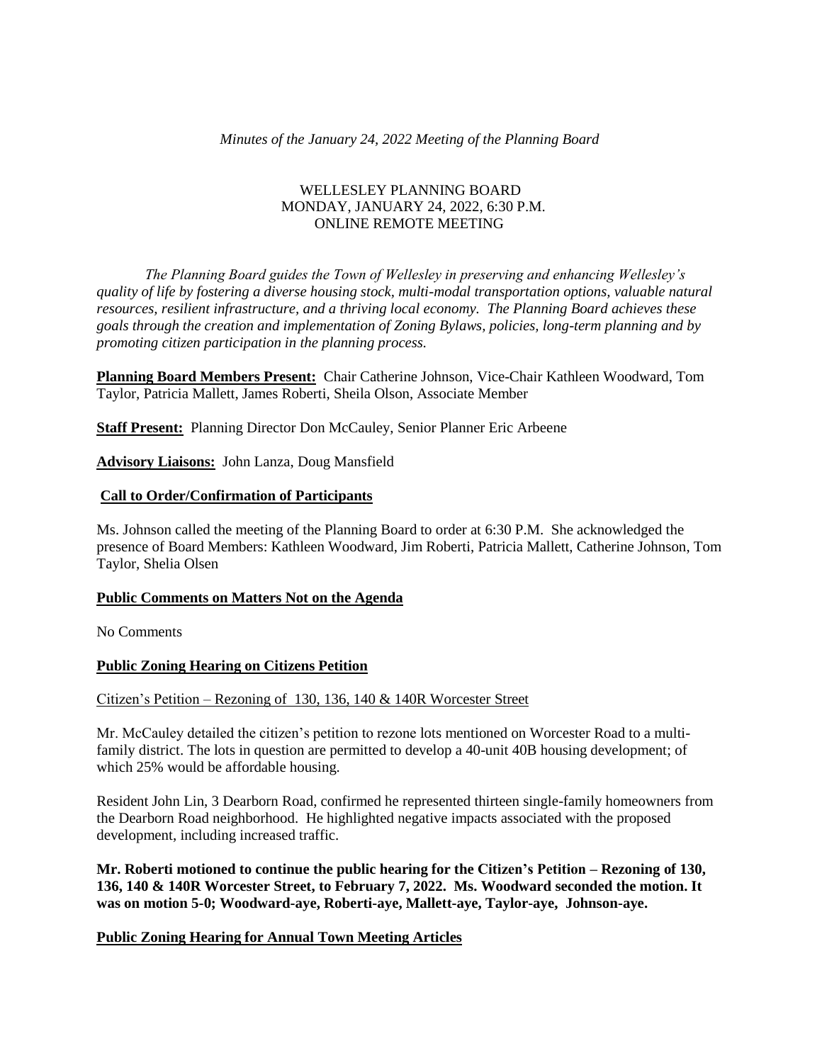*Minutes of the January 24, 2022 Meeting of the Planning Board*

WELLESLEY PLANNING BOARD
MONDAY, JANUARY 24, 2022, 6:30 P.M.
ONLINE REMOTE MEETING

*The Planning Board guides the Town of Wellesley in preserving and enhancing Wellesley's quality of life by fostering a diverse housing stock, multi-modal transportation options, valuable natural resources, resilient infrastructure, and a thriving local economy. The Planning Board achieves these goals through the creation and implementation of Zoning Bylaws, policies, long-term planning and by promoting citizen participation in the planning process.*

**Planning Board Members Present:** Chair Catherine Johnson, Vice-Chair Kathleen Woodward, Tom Taylor, Patricia Mallett, James Roberti, Sheila Olson, Associate Member

**Staff Present:** Planning Director Don McCauley, Senior Planner Eric Arbeene

**Advisory Liaisons:** John Lanza, Doug Mansfield

**Call to Order/Confirmation of Participants**

Ms. Johnson called the meeting of the Planning Board to order at 6:30 P.M. She acknowledged the presence of Board Members: Kathleen Woodward, Jim Roberti, Patricia Mallett, Catherine Johnson, Tom Taylor, Shelia Olsen

**Public Comments on Matters Not on the Agenda**

No Comments

**Public Zoning Hearing on Citizens Petition**

Citizen's Petition – Rezoning of 130, 136, 140 & 140R Worcester Street

Mr. McCauley detailed the citizen's petition to rezone lots mentioned on Worcester Road to a multi-family district. The lots in question are permitted to develop a 40-unit 40B housing development; of which 25% would be affordable housing.

Resident John Lin, 3 Dearborn Road, confirmed he represented thirteen single-family homeowners from the Dearborn Road neighborhood. He highlighted negative impacts associated with the proposed development, including increased traffic.

**Mr. Roberti motioned to continue the public hearing for the Citizen's Petition – Rezoning of 130, 136, 140 & 140R Worcester Street, to February 7, 2022. Ms. Woodward seconded the motion. It was on motion 5-0; Woodward-aye, Roberti-aye, Mallett-aye, Taylor-aye, Johnson-aye.**

**Public Zoning Hearing for Annual Town Meeting Articles**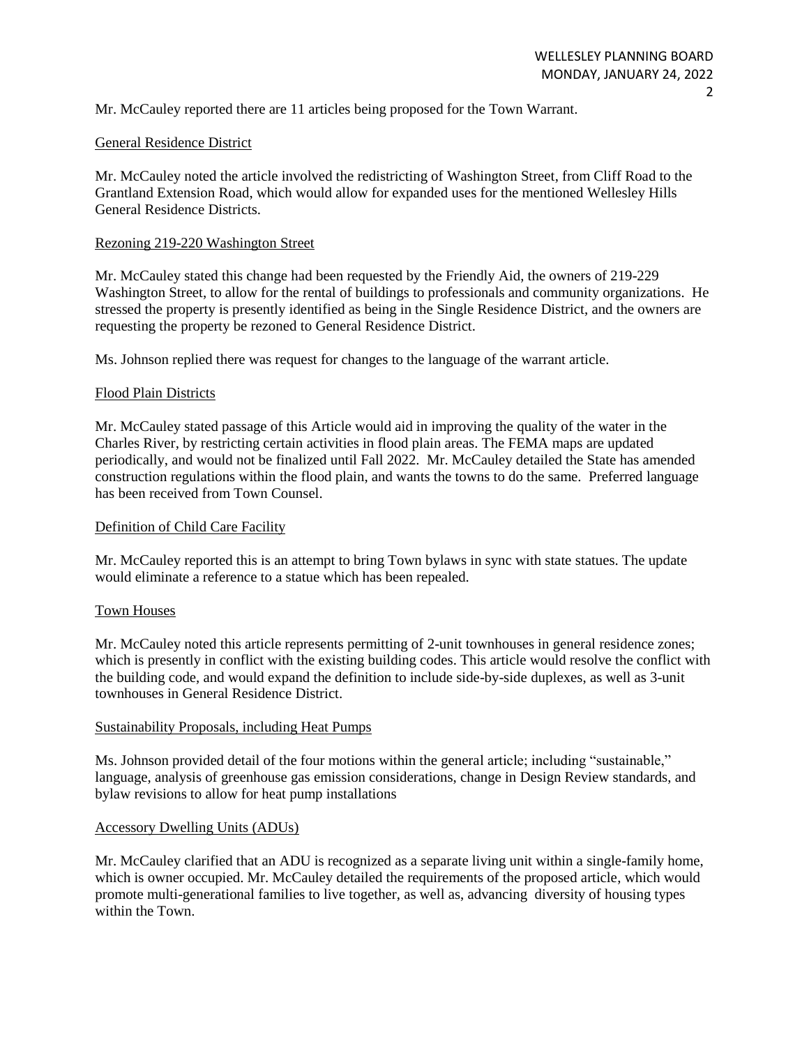Mr. McCauley reported there are 11 articles being proposed for the Town Warrant.

General Residence District

Mr. McCauley noted the article involved the redistricting of Washington Street, from Cliff Road to the Grantland Extension Road, which would allow for expanded uses for the mentioned Wellesley Hills General Residence Districts.

Rezoning 219-220 Washington Street

Mr. McCauley stated this change had been requested by the Friendly Aid, the owners of 219-229 Washington Street, to allow for the rental of buildings to professionals and community organizations. He stressed the property is presently identified as being in the Single Residence District, and the owners are requesting the property be rezoned to General Residence District.

Ms. Johnson replied there was request for changes to the language of the warrant article.

Flood Plain Districts

Mr. McCauley stated passage of this Article would aid in improving the quality of the water in the Charles River, by restricting certain activities in flood plain areas. The FEMA maps are updated periodically, and would not be finalized until Fall 2022. Mr. McCauley detailed the State has amended construction regulations within the flood plain, and wants the towns to do the same. Preferred language has been received from Town Counsel.

Definition of Child Care Facility

Mr. McCauley reported this is an attempt to bring Town bylaws in sync with state statues. The update would eliminate a reference to a statue which has been repealed.

Town Houses

Mr. McCauley noted this article represents permitting of 2-unit townhouses in general residence zones; which is presently in conflict with the existing building codes. This article would resolve the conflict with the building code, and would expand the definition to include side-by-side duplexes, as well as 3-unit townhouses in General Residence District.

Sustainability Proposals, including Heat Pumps

Ms. Johnson provided detail of the four motions within the general article; including "sustainable," language, analysis of greenhouse gas emission considerations, change in Design Review standards, and bylaw revisions to allow for heat pump installations

Accessory Dwelling Units (ADUs)

Mr. McCauley clarified that an ADU is recognized as a separate living unit within a single-family home, which is owner occupied. Mr. McCauley detailed the requirements of the proposed article, which would promote multi-generational families to live together, as well as, advancing diversity of housing types within the Town.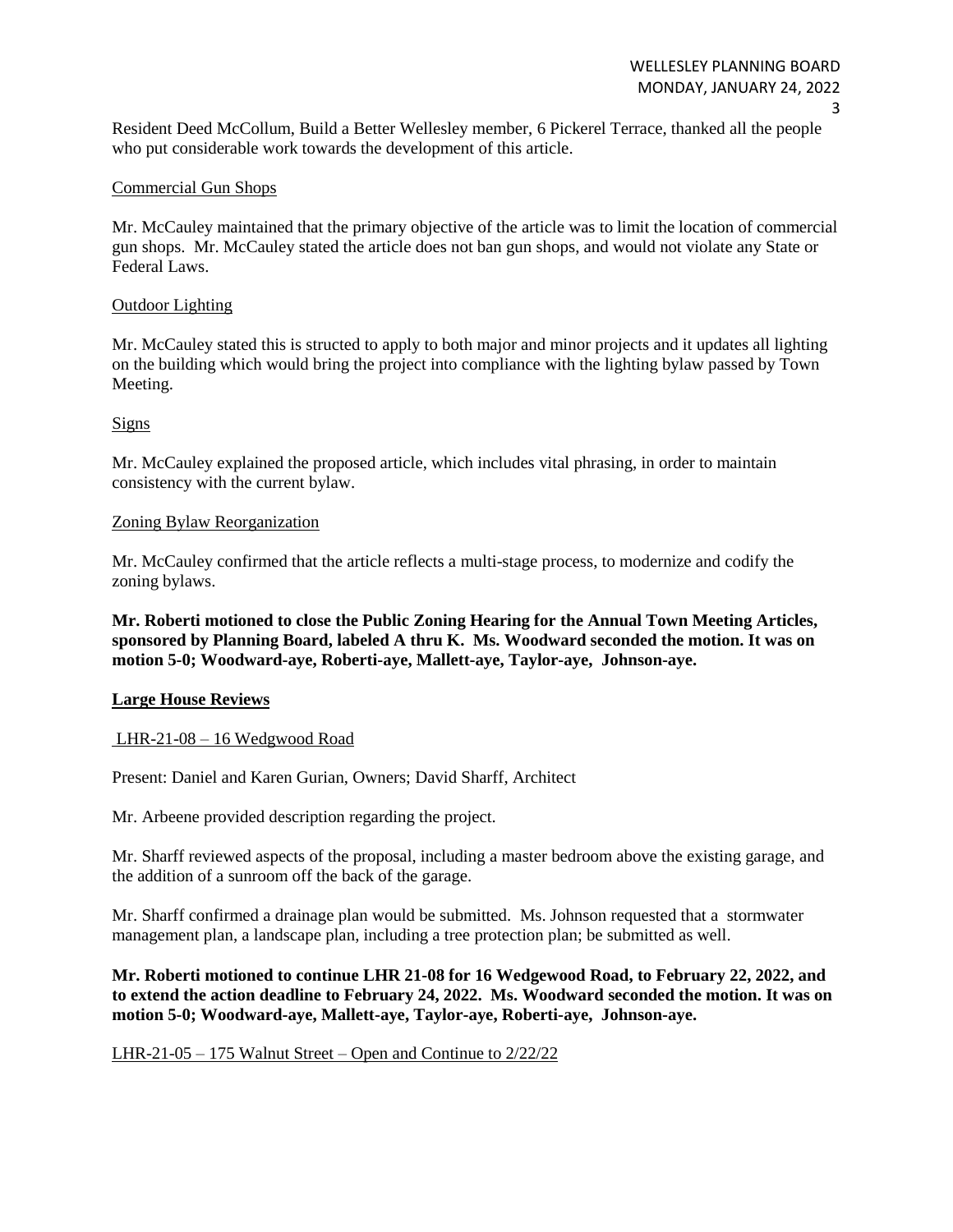Resident Deed McCollum, Build a Better Wellesley member, 6 Pickerel Terrace, thanked all the people who put considerable work towards the development of this article.

Commercial Gun Shops

Mr. McCauley maintained that the primary objective of the article was to limit the location of commercial gun shops. Mr. McCauley stated the article does not ban gun shops, and would not violate any State or Federal Laws.

Outdoor Lighting

Mr. McCauley stated this is structed to apply to both major and minor projects and it updates all lighting on the building which would bring the project into compliance with the lighting bylaw passed by Town Meeting.

Signs

Mr. McCauley explained the proposed article, which includes vital phrasing, in order to maintain consistency with the current bylaw.

Zoning Bylaw Reorganization

Mr. McCauley confirmed that the article reflects a multi-stage process, to modernize and codify the zoning bylaws.

**Mr. Roberti motioned to close the Public Zoning Hearing for the Annual Town Meeting Articles, sponsored by Planning Board, labeled A thru K. Ms. Woodward seconded the motion. It was on motion 5-0; Woodward-aye, Roberti-aye, Mallett-aye, Taylor-aye, Johnson-aye.**

**Large House Reviews**

LHR-21-08 – 16 Wedgwood Road

Present: Daniel and Karen Gurian, Owners; David Sharff, Architect

Mr. Arbeene provided description regarding the project.

Mr. Sharff reviewed aspects of the proposal, including a master bedroom above the existing garage, and the addition of a sunroom off the back of the garage.

Mr. Sharff confirmed a drainage plan would be submitted. Ms. Johnson requested that a stormwater management plan, a landscape plan, including a tree protection plan; be submitted as well.

**Mr. Roberti motioned to continue LHR 21-08 for 16 Wedgewood Road, to February 22, 2022, and to extend the action deadline to February 24, 2022. Ms. Woodward seconded the motion. It was on motion 5-0; Woodward-aye, Mallett-aye, Taylor-aye, Roberti-aye, Johnson-aye.**

LHR-21-05 – 175 Walnut Street – Open and Continue to 2/22/22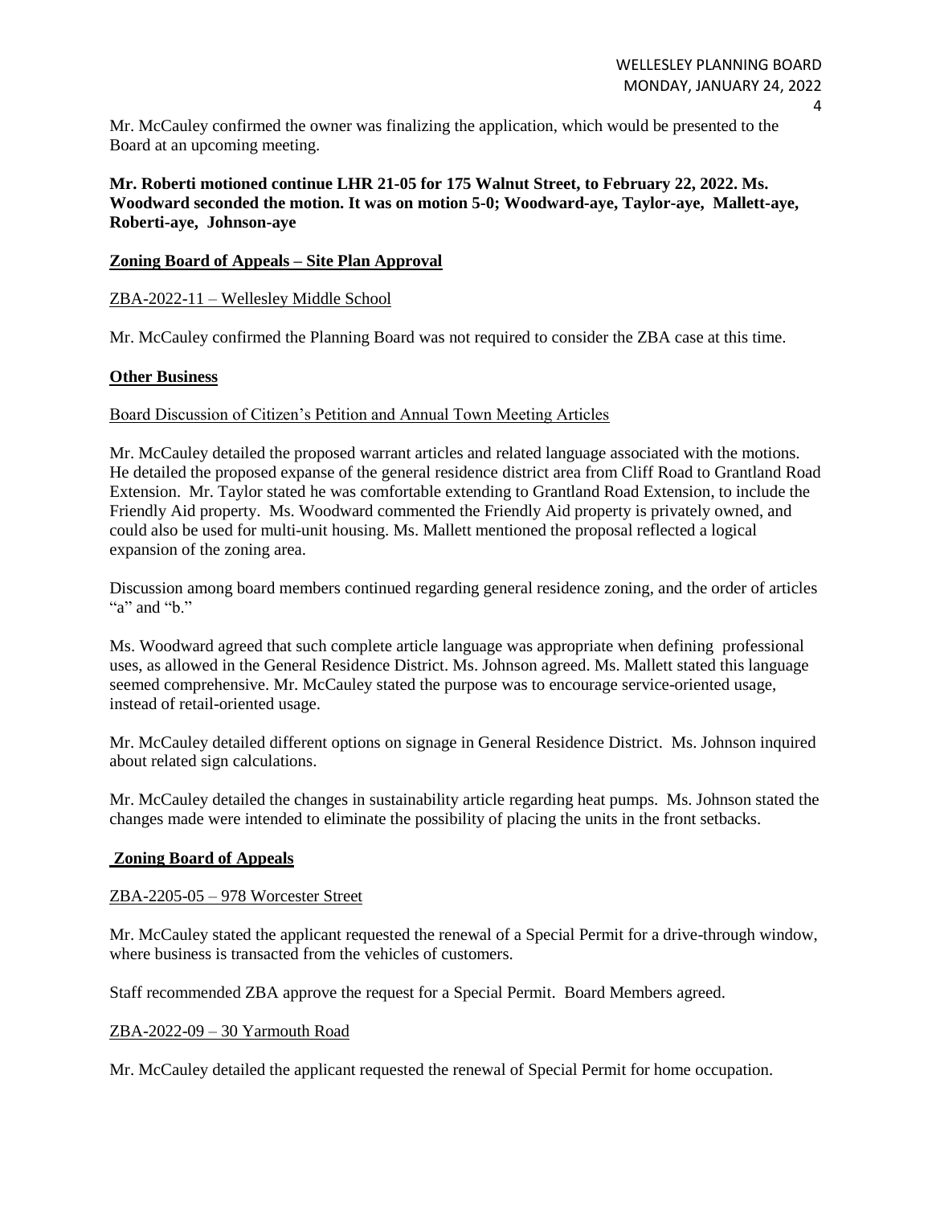Mr. McCauley confirmed the owner was finalizing the application, which would be presented to the Board at an upcoming meeting.

**Mr. Roberti motioned continue LHR 21-05 for 175 Walnut Street, to February 22, 2022. Ms. Woodward seconded the motion. It was on motion 5-0; Woodward-aye, Taylor-aye, Mallett-aye, Roberti-aye, Johnson-aye**

## Zoning Board of Appeals – Site Plan Approval

### ZBA-2022-11 – Wellesley Middle School

Mr. McCauley confirmed the Planning Board was not required to consider the ZBA case at this time.

## Other Business

### Board Discussion of Citizen's Petition and Annual Town Meeting Articles

Mr. McCauley detailed the proposed warrant articles and related language associated with the motions. He detailed the proposed expanse of the general residence district area from Cliff Road to Grantland Road Extension. Mr. Taylor stated he was comfortable extending to Grantland Road Extension, to include the Friendly Aid property. Ms. Woodward commented the Friendly Aid property is privately owned, and could also be used for multi-unit housing. Ms. Mallett mentioned the proposal reflected a logical expansion of the zoning area.

Discussion among board members continued regarding general residence zoning, and the order of articles "a" and "b."

Ms. Woodward agreed that such complete article language was appropriate when defining professional uses, as allowed in the General Residence District. Ms. Johnson agreed. Ms. Mallett stated this language seemed comprehensive. Mr. McCauley stated the purpose was to encourage service-oriented usage, instead of retail-oriented usage.

Mr. McCauley detailed different options on signage in General Residence District. Ms. Johnson inquired about related sign calculations.

Mr. McCauley detailed the changes in sustainability article regarding heat pumps. Ms. Johnson stated the changes made were intended to eliminate the possibility of placing the units in the front setbacks.

## Zoning Board of Appeals

### ZBA-2205-05 – 978 Worcester Street

Mr. McCauley stated the applicant requested the renewal of a Special Permit for a drive-through window, where business is transacted from the vehicles of customers.

Staff recommended ZBA approve the request for a Special Permit. Board Members agreed.

### ZBA-2022-09 – 30 Yarmouth Road

Mr. McCauley detailed the applicant requested the renewal of Special Permit for home occupation.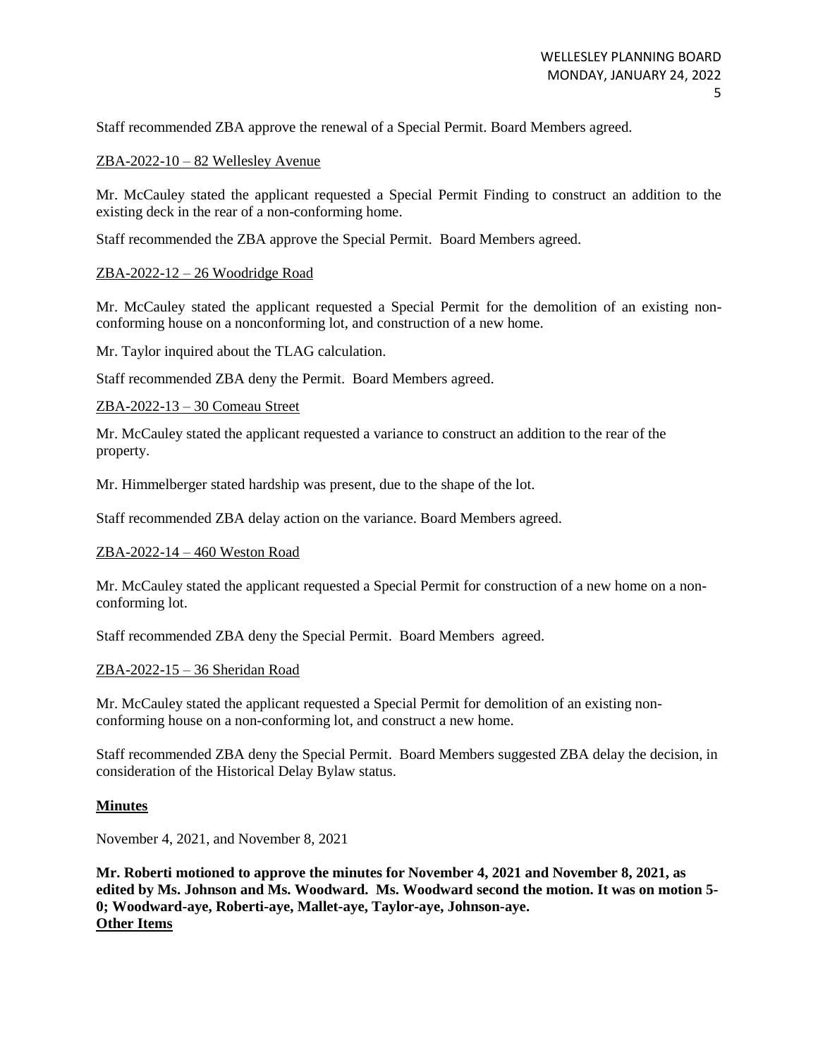Staff recommended ZBA approve the renewal of a Special Permit. Board Members agreed.

ZBA-2022-10 – 82 Wellesley Avenue

Mr. McCauley stated the applicant requested a Special Permit Finding to construct an addition to the existing deck in the rear of a non-conforming home.

Staff recommended the ZBA approve the Special Permit. Board Members agreed.

ZBA-2022-12 – 26 Woodridge Road

Mr. McCauley stated the applicant requested a Special Permit for the demolition of an existing non-conforming house on a nonconforming lot, and construction of a new home.

Mr. Taylor inquired about the TLAG calculation.

Staff recommended ZBA deny the Permit. Board Members agreed.

ZBA-2022-13 – 30 Comeau Street

Mr. McCauley stated the applicant requested a variance to construct an addition to the rear of the property.

Mr. Himmelberger stated hardship was present, due to the shape of the lot.

Staff recommended ZBA delay action on the variance. Board Members agreed.

ZBA-2022-14 – 460 Weston Road

Mr. McCauley stated the applicant requested a Special Permit for construction of a new home on a non-conforming lot.

Staff recommended ZBA deny the Special Permit. Board Members agreed.

ZBA-2022-15 – 36 Sheridan Road

Mr. McCauley stated the applicant requested a Special Permit for demolition of an existing non-conforming house on a non-conforming lot, and construct a new home.

Staff recommended ZBA deny the Special Permit. Board Members suggested ZBA delay the decision, in consideration of the Historical Delay Bylaw status.

**Minutes**

November 4, 2021, and November 8, 2021

**Mr. Roberti motioned to approve the minutes for November 4, 2021 and November 8, 2021, as edited by Ms. Johnson and Ms. Woodward. Ms. Woodward second the motion. It was on motion 5-0; Woodward-aye, Roberti-aye, Mallet-aye, Taylor-aye, Johnson-aye.**

**Other Items**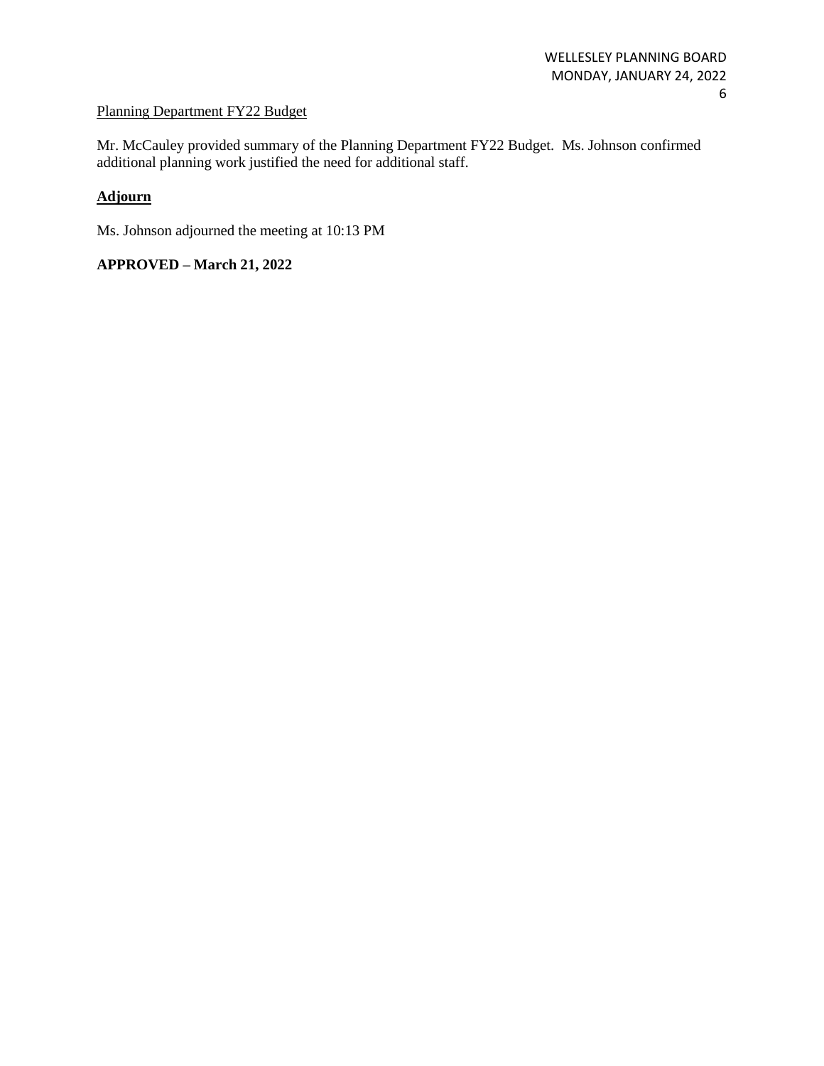Planning Department FY22 Budget

Mr. McCauley provided summary of the Planning Department FY22 Budget. Ms. Johnson confirmed additional planning work justified the need for additional staff.

## **Adjourn**

Ms. Johnson adjourned the meeting at 10:13 PM

**APPROVED – March 21, 2022**